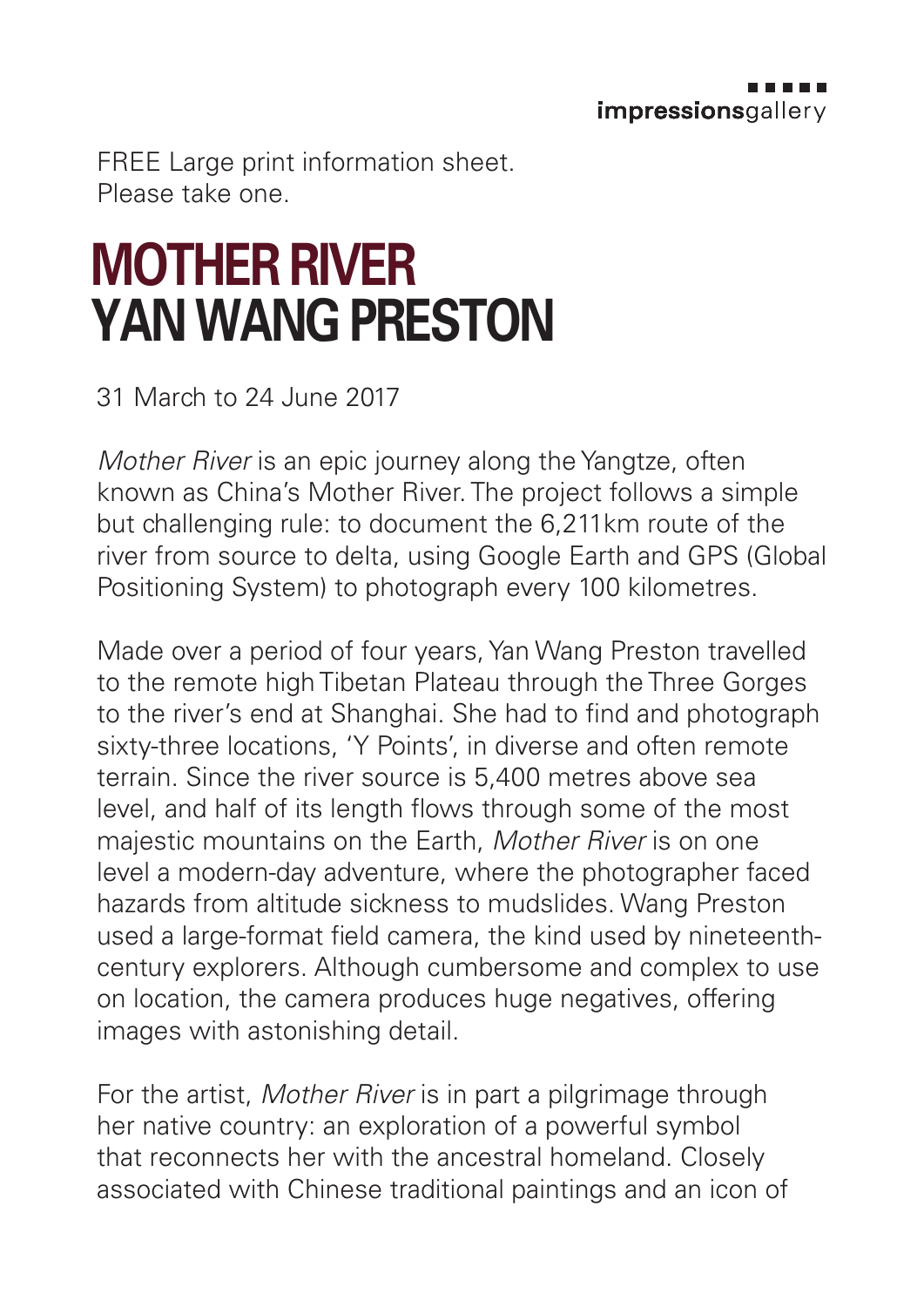impressionsgallery

FREE Large print information sheet.
Please take one.

# MOTHER RIVER
# YAN WANG PRESTON

31 March to 24 June 2017

*Mother River* is an epic journey along the Yangtze, often known as China's Mother River. The project follows a simple but challenging rule: to document the 6,211km route of the river from source to delta, using Google Earth and GPS (Global Positioning System) to photograph every 100 kilometres.

Made over a period of four years, Yan Wang Preston travelled to the remote high Tibetan Plateau through the Three Gorges to the river's end at Shanghai. She had to find and photograph sixty-three locations, 'Y Points', in diverse and often remote terrain. Since the river source is 5,400 metres above sea level, and half of its length flows through some of the most majestic mountains on the Earth, *Mother River* is on one level a modern-day adventure, where the photographer faced hazards from altitude sickness to mudslides. Wang Preston used a large-format field camera, the kind used by nineteenth-century explorers. Although cumbersome and complex to use on location, the camera produces huge negatives, offering images with astonishing detail.

For the artist, *Mother River* is in part a pilgrimage through her native country: an exploration of a powerful symbol that reconnects her with the ancestral homeland. Closely associated with Chinese traditional paintings and an icon of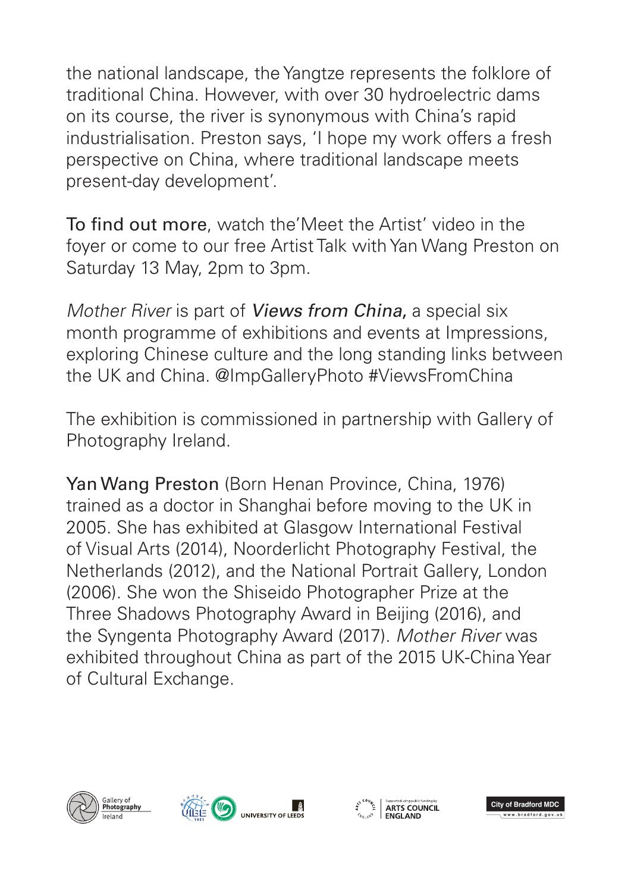the national landscape, the Yangtze represents the folklore of traditional China. However, with over 30 hydroelectric dams on its course, the river is synonymous with China's rapid industrialisation. Preston says, 'I hope my work offers a fresh perspective on China, where traditional landscape meets present-day development'.

To find out more, watch the'Meet the Artist' video in the foyer or come to our free Artist Talk with Yan Wang Preston on Saturday 13 May, 2pm to 3pm.

*Mother River* is part of ***Views from China***, a special six month programme of exhibitions and events at Impressions, exploring Chinese culture and the long standing links between the UK and China. @ImpGalleryPhoto #ViewsFromChina

The exhibition is commissioned in partnership with Gallery of Photography Ireland.

Yan Wang Preston (Born Henan Province, China, 1976) trained as a doctor in Shanghai before moving to the UK in 2005. She has exhibited at Glasgow International Festival of Visual Arts (2014), Noorderlicht Photography Festival, the Netherlands (2012), and the National Portrait Gallery, London (2006). She won the Shiseido Photographer Prize at the Three Shadows Photography Award in Beijing (2016), and the Syngenta Photography Award (2017). *Mother River* was exhibited throughout China as part of the 2015 UK-China Year of Cultural Exchange.

Gallery of Photography Ireland

University of Leeds

Supported using public funding by Arts Council England

City of Bradford MDC www.bradford.gov.uk